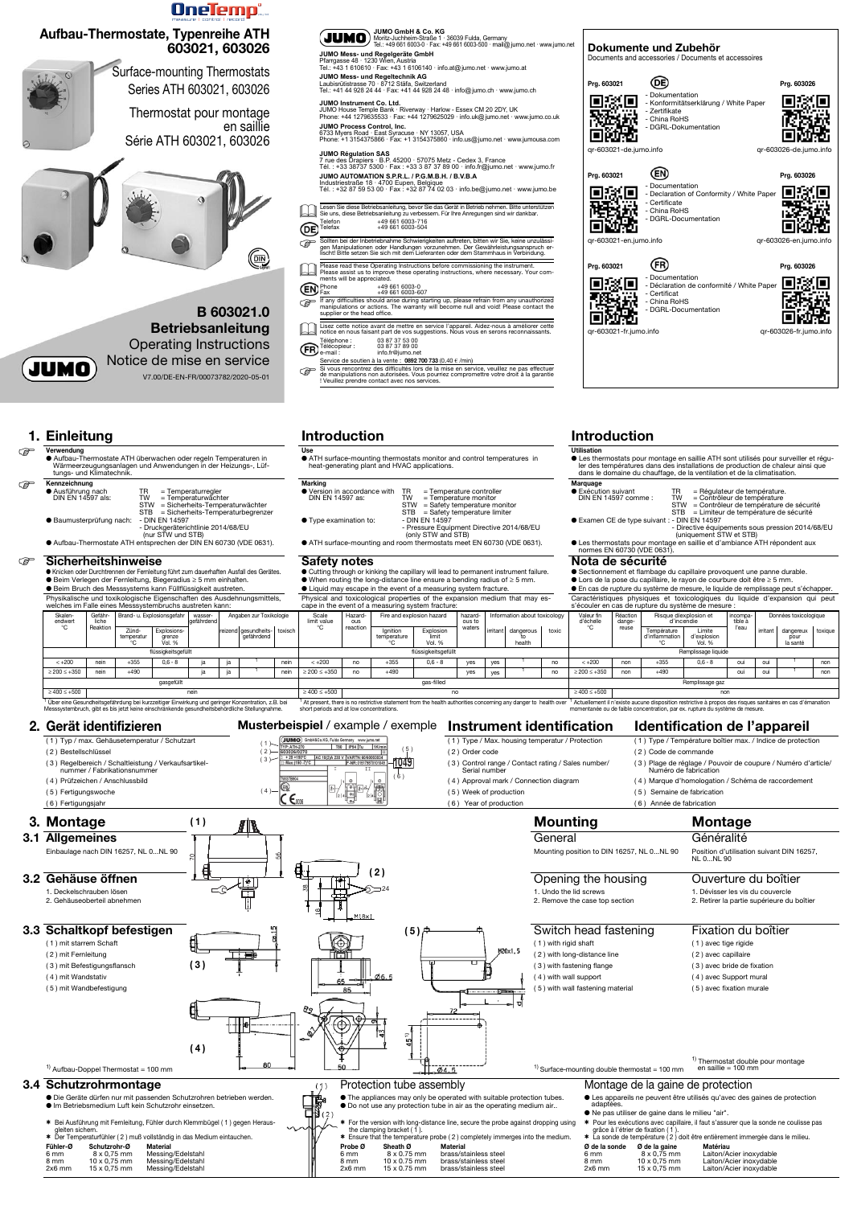# Aufbau-Thermostate, Typenreihe ATH 603021, 603026

Surface-mounting Thermostats Series ATH 603021, 603026

Thermostat pour montage en saillie Série ATH 603021, 603026

**B 603021.0**
**Betriebsanleitung**
Operating Instructions
Notice de mise en service

V7.00/DE-EN-FR/00073782/2020-05-01

**JUMO GmbH & Co. KG**
Moritz-Juchheim-Straße 1 · 36039 Fulda, Germany
Tel.: +49 661 6003-0 · Fax: +49 661 6003-500 · mail@jumo.net · www.jumo.net

**JUMO Mess- und Regelgeräte GmbH**
Pfarrgasse 48 · 1230 Wien, Austria
Tel.: +43 1 610610 · Fax: +43 1 6106140 · info.at@jumo.net · www.jumo.at

**JUMO Mess- und Regeltechnik AG**
Laubisrütistrasse 70 · 8712 Stäfa, Switzerland
Tel.: +41 44 928 24 44 · Fax: +41 44 928 24 48 · info@jumo.ch · www.jumo.ch

**JUMO Instrument Co. Ltd.**
JUMO House Temple Bank · Riverway · Harlow - Essex CM 20 2DY, UK
Phone: +44 1279635533 · Fax: +44 1279625029 · info.uk@jumo.net · www.jumo.co.uk

**JUMO Process Control, Inc.**
6733 Myers Road · East Syracuse · NY 13057, USA
Phone: +1 3154375866 · Fax: +1 3154375860 · info.us@jumo.net · www.jumousa.com

**JUMO Régulation SAS**
7 rue des Drapiers · B.P. 45200 · 57075 Metz - Cedex 3, France
Tél. : +33 38737 5300 · Fax : +33 3 87 37 89 00 · info.fr@jumo.net · www.jumo.fr

**JUMO AUTOMATION S.P.R.L. / P.G.M.B.H. / B.V.B.A**
Industriestraße 18 · 4700 Eupen, Belgique
Tél. : +32 87 59 53 00 · Fax : +32 87 74 02 03 · info.be@jumo.net · www.jumo.be

(DE) Lesen Sie diese Betriebsanleitung, bevor Sie das Gerät in Betrieb nehmen. Bitte unterstützen Sie uns, diese Betriebsanleitung zu verbessern. Für Ihre Anregungen sind wir dankbar.
Telefon +49 661 6003-716
Telefax +49 661 6003-504

Sollten bei der Inbetriebnahme Schwierigkeiten auftreten, bitten wir Sie, keine unzulässigen Manipulationen oder Handlungen vorzunehmen. Der Gewährleistungsanspruch erlischt! Bitte setzen Sie sich mit dem Lieferanten oder dem Stammhaus in Verbindung.

(EN) Please read these Operating Instructions before commissioning the instrument. Please assist us to improve these operating instructions, where necessary. Your comments will be appreciated.
Phone +49 661 6003-0
Fax +49 661 6003-607

If any difficulties should arise during starting up, please refrain from any unauthorized manipulations or actions. The warranty will become null and void! Please contact the supplier or the head office.

(FR) Lisez cette notice avant de mettre en service l'appareil. Aidez-nous à améliorer cette notice en nous faisant part de vos suggestions. Nous vous en serons reconnaissants.
Téléphone : 03 87 37 53 00
Télécopieur : 03 87 37 89 00
e-mail : info.fr@jumo.net
Service de soutien à la vente : **0892 700 733** (0,40 € /min)

Si vous rencontrez des difficultés lors de la mise en service, veuillez ne pas effectuer de manipulations non autorisées. Vous pourriez compromettre votre droit à la garantie ! Veuillez prendre contact avec nos services.

## Dokumente und Zubehör

Documents and accessories / Documents et accessoires

**Prg. 603021** (DE) **Prg. 603026**
- Dokumentation
- Konformitätserklärung / White Paper
- Zertifikate
- China RoHS
- DGRL-Dokumentation

qr-603021-de.jumo.info — qr-603026-de.jumo.info

**Prg. 603021** (EN) **Prg. 603026**
- Documentation
- Declaration of Conformity / White Paper
- Certificate
- China RoHS
- DGRL-Documentation

qr-603021-en.jumo.info — qr-603026-en.jumo.info

**Prg. 603021** (FR) **Prg. 603026**
- Documentation
- Déclaration de conformité / White Paper
- Certificat
- China RoHS
- DGRL-Documentation

qr-603021-fr.jumo.info — qr-603026-fr.jumo.info

## 1. Einleitung

**Verwendung**
- Aufbau-Thermostate ATH überwachen oder regeln Temperaturen in Wärmeerzeugungsanlagen und Anwendungen in der Heizungs-, Lüftungs- und Klimatechnik.

**Kennzeichnung**
- Ausführung nach DIN EN 14597 als: TR = Temperaturregler; TW = Temperaturwächter; STW = Sicherheits-Temperaturwächter; STB = Sicherheits-Temperaturbegrenzer
- Baumusterprüfung nach: - DIN EN 14597; - Druckgeräterichtlinie 2014/68/EU (nur STW und STB)
- Aufbau-Thermostate ATH entsprechen der DIN EN 60730 (VDE 0631).

### Sicherheitshinweise
- Knicken oder Durchtrennen der Fernleitung führt zum dauerhaften Ausfall des Gerätes.
- Beim Verlegen der Fernleitung, Biegeradius ≥ 5 mm einhalten.
- Beim Bruch des Messsystems kann Füllflüssigkeit austreten.

Physikalische und toxikologische Eigenschaften des Ausdehnungsmittels, welches im Falle eines Messsystembruchs austreten kann:

| Skalenendwert °C | Gefährliche Reaktion | Brand- u. Explosionsgefahr: Zündtemperatur °C | Explosionsgrenze Vol. % | wassergefährdend | Angaben zur Toxikologie: reizend | gesundheitsgefährdend | toxisch |
|---|---|---|---|---|---|---|---|
| flüssigkeitsgefüllt | | | | | | | |
| < +200 | nein | +355 | 0,6 - 8 | ja | ja | [1] | nein |
| ≥ 200 ≤ +350 | nein | +490 | | ja | ja | [1] | nein |
| gasgefüllt | | | | | | | |
| ≥ 400 ≤ +500 | nein | | | | | | |

[1] Über eine Gesundheitsgefährdung bei kurzzeitiger Einwirkung und geringer Konzentration, z.B. bei Messsystembruch, gibt es bis jetzt keine einschränkende gesundheitsbehördliche Stellungnahme.

## Introduction

**Use**
- ATH surface-mounting thermostats monitor and control temperatures in heat-generating plant and HVAC applications.

**Marking**
- Version in accordance with DIN EN 14597 as: TR = Temperature controller; TW = Temperature monitor; STW = Safety temperature monitor; STB = Safety temperature limiter
- Type examination to: - DIN EN 14597; - Pressure Equipment Directive 2014/68/EU (only STW and STB)
- ATH surface-mounting and room thermostats meet EN 60730 (VDE 0631).

### Safety notes
- Cutting through or kinking the capillary will lead to permanent instrument failure.
- When routing the long-distance line ensure a bending radius of ≥ 5 mm.
- Liquid may escape in the event of a measuring system fracture.

Physical and toxicological properties of the expansion medium that may escape in the event of a measuring system fracture:

| Scale limit value °C | Hazardous reaction | Fire and explosion hazard: Ignition temperature °C | Explosion limit Vol. % | hazardous to waters | Information about toxicology: irritant | dangerous to health | toxic |
|---|---|---|---|---|---|---|---|
| flüssigkeitsgefüllt | | | | | | | |
| < +200 | no | +355 | 0,6 - 8 | yes | yes | [1] | no |
| ≥ 200 ≤ +350 | no | +490 | | yes | yes | [1] | no |
| gas-filled | | | | | | | |
| ≥ 400 ≤ +500 | no | | | | | | |

[1] At present, there is no restrictive statement from the health authorities concerning any danger to health over short periods and at low concentrations.

## Introduction

**Utilisation**
- Les thermostats pour montage en saillie ATH sont utilisés pour surveiller et réguler des températures dans des installations de production de chaleur ainsi que dans le domaine du chauffage, de la ventilation et de la climatisation.

**Marquage**
- Exécution suivant DIN EN 14597 comme : TR = Régulateur de température; TW = Contrôleur de température; STW = Contrôleur de température de sécurité; STB = Limiteur de température de sécurité
- Examen CE de type suivant : - DIN EN 14597; - Directive équipements sous pression 2014/68/EU (uniquement STW et STB)
- Les thermostats pour montage en saillie et d'ambiance ATH répondent aux normes EN 60730 (VDE 0631).

### Nota de sécurité
- Sectionnement et flambage du capillaire provoquent une panne durable.
- Lors de la pose du capillaire, le rayon de courbure doit être ≥ 5 mm.
- En cas de rupture du système de mesure, le liquide de remplissage peut s'échapper.

Caractéristiques physiques et toxicologiques du liquide d'expansion qui peut s'écouler en cas de rupture du système de mesure :

| Valeur fin d'échelle °C | Réaction dangereuse | Risque d'explosion et d'incendie: Température d'inflammation °C | Limite d'explosion Vol. % | incompatible à l'eau | Données toxicologiques: irritant | dangereux pour la santé | toxique |
|---|---|---|---|---|---|---|---|
| Remplissage liquide | | | | | | | |
| < +200 | non | +355 | 0,6 - 8 | oui | oui | [1] | non |
| ≥ 200 ≤ +350 | non | +490 | | oui | oui | [1] | non |
| Remplissage gaz | | | | | | | |
| ≥ 400 ≤ +500 | non | | | | | | |

[1] Actuellement il n'existe aucune disposition restrictive à propos des risques sanitaires en cas d'émanation momentanée ou de faible concentration, par ex. rupture du système de mesure.

## 2. Gerät identifizieren

**Musterbeispiel** / example / exemple

(1) Typ / max. Gehäusetemperatur / Schutzart
(2) Bestellschlüssel
(3) Regelbereich / Schaltleistung / Verkaufsartikelnummer / Fabrikationsnummer
(4) Prüfzeichen / Anschlussbild
(5) Fertigungswoche
(6) Fertigungsjahr

## Instrument identification

(1) Type / Max. housing temperatur / Protection
(2) Order code
(3) Control range / Contact rating / Sales number/ Serial number
(4) Approval mark / Connection diagram
(5) Week of production
(6) Year of production

## Identification de l'appareil

(1) Type / Température boîtier max. / Indice de protection
(2) Code de commande
(3) Plage de réglage / Pouvoir de coupure / Numéro d'article/ Numéro de fabrication
(4) Marque d'homologation / Schéma de raccordement
(5) Semaine de fabrication
(6) Année de fabrication

## 3. Montage

### 3.1 Allgemeines
Einbaulage nach DIN 16257, NL 0...NL 90

### 3.2 Gehäuse öffnen
1. Deckelschrauben lösen
2. Gehäuseoberteil abnehmen

### 3.3 Schaltkopf befestigen
(1) mit starrem Schaft
(2) mit Fernleitung
(3) mit Befestigungsflansch
(4) mit Wandstativ
(5) mit Wandbefestigung

[1] Aufbau-Doppel Thermostat = 100 mm

## Mounting

### General
Mounting position to DIN 16257, NL 0...NL 90

### Opening the housing
1. Undo the lid screws
2. Remove the case top section

### Switch head fastening
(1) with rigid shaft
(2) with long-distance line
(3) with fastening flange
(4) with wall support
(5) with wall fastening material

[1] Surface-mounting double thermostat = 100 mm

## Montage

### Généralité
Position d'utilisation suivant DIN 16257, NL 0...NL 90

### Ouverture du boîtier
1. Dévisser les vis du couvercle
2. Retirer la partie supérieure du boîtier

### Fixation du boîtier
(1) avec tige rigide
(2) avec capillaire
(3) avec bride de fixation
(4) avec Support mural
(5) avec fixation murale

[1] Thermostat double pour montage en saillie = 100 mm

### 3.4 Schutzrohrmontage
- Die Geräte dürfen nur mit passenden Schutzrohren betrieben werden.
- Im Betriebsmedium Luft kein Schutzrohr einsetzen.

✱ Bei Ausführung mit Fernleitung, Fühler durch Klemmbügel (1) gegen Herausgleiten sichern.
✱ Der Temperaturfühler (2) muß vollständig in das Medium eintauchen.

| Fühler-Ø | Schutzrohr-Ø | Material |
|---|---|---|
| 6 mm | 8 x 0,75 mm | Messing/Edelstahl |
| 8 mm | 10 x 0,75 mm | Messing/Edelstahl |
| 2x6 mm | 15 x 0,75 mm | Messing/Edelstahl |

### Protection tube assembly
- The appliances may only be operated with suitable protection tubes.
- Do not use any protection tube in air as the operating medium air..

✱ For the version with long-distance line, secure the probe against dropping using the clamping bracket (1).
✱ Ensure that the temperature probe (2) completely immerges into the medium.

| Probe Ø | Sheath Ø | Material |
|---|---|---|
| 6 mm | 8 x 0,75 mm | brass/stainless steel |
| 8 mm | 10 x 0,75 mm | brass/stainless steel |
| 2x6 mm | 15 x 0,75 mm | brass/stainless steel |

### Montage de la gaine de protection
- Les appareils ne peuvent être utilisés qu'avec des gaines de protection adaptées.
- Ne pas utiliser de gaine dans le milieu "air".

✱ Pour les exécutions avec capillaire, il faut s'assurer que la sonde ne coulisse pas grâce à l'étrier de fixation (1).
✱ La sonde de température (2) doit être entièrement immergée dans le milieu.

| Ø de la sonde | Ø de la gaine | Matériau |
|---|---|---|
| 6 mm | 8 x 0,75 mm | Laiton/Acier inoxydable |
| 8 mm | 10 x 0,75 mm | Laiton/Acier inoxydable |
| 2x6 mm | 15 x 0,75 mm | Laiton/Acier inoxydable |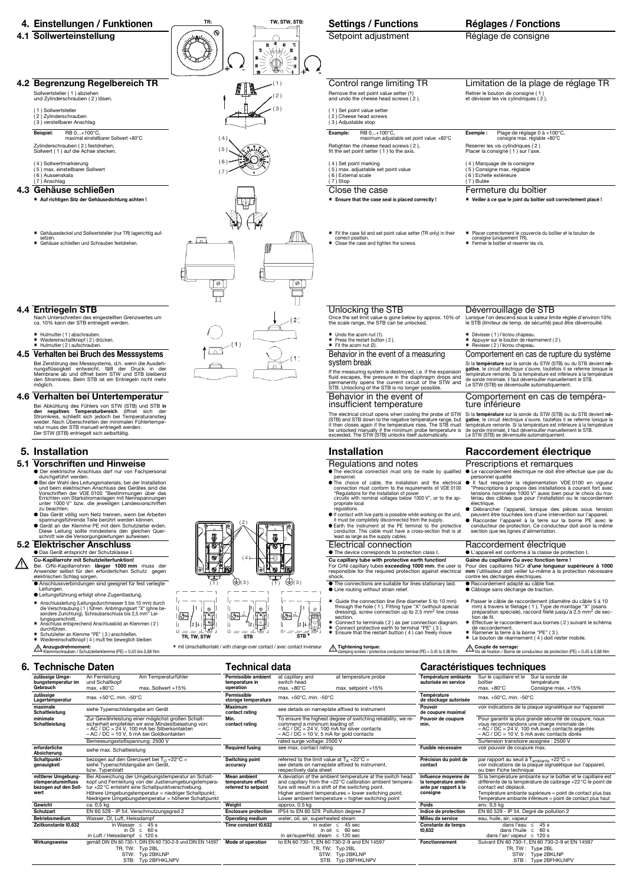# 4. Einstellungen / Funktionen

## 4.1 Sollwerteinstellung

TR: TW, STW, STB:

## 4.2 Begrenzung Regelbereich TR

Sollwertsteller ( 1 ) abziehen und Zylinderschrauben ( 2 ) lösen.

( 1 ) Sollwertsteller
( 2 ) Zylinderschrauben
( 3 ) verstellbarer Anschlag

**Beispiel:** RB 0...+100°C, maximal einstellbarer Sollwert +80°C

Zylinderschrauben ( 2 ) festdrehen, Sollwert ( 1 ) auf die Achse stecken.

( 4 ) Sollwertmarkierung
( 5 ) max. einstellbarer Sollwert
( 6 ) Aussenskala
( 7 ) Anschlag

## 4.3 Gehäuse schließen

* **Auf richtigen Sitz der Gehäusedichtung achten !**

* Gehäusedeckel und Sollwertsteller (nur TR) lagerichtig aufsetzen.
* Gehäuse schließen und Schrauben festdrehen.

## 4.4 Entriegeln STB

Nach Unterschreiten des eingestellten Grenzwertes um ca. 10% kann der STB entriegelt werden.

* Hutmutter ( 1 ) abschrauben.
* Wiedereinschaltknopf ( 2 ) drücken.
* Hutmutter ( 2 ) aufschrauben.

## 4.5 Verhalten bei Bruch des Messsystems

Bei Zerstörung des Messsystems, d.h. wenn die Ausdehnungsflüssigkeit entweicht, fällt der Druck in der Membrane ab und öffnet beim STW und STB bleibend den Stromkreis. Beim STB ist ein Entriegeln nicht mehr möglich.

## 4.6 Verhalten bei Untertemperatur

Bei Abkühlung des Fühlers von STW (STB) und STB **in den negativen Temperaturbereich** öffnet sich der Stromkreis, schließt sich jedoch bei Temperaturanstieg wieder. Nach Überschreiten der minimalen Fühlertemperatur muss der STB manuell entriegelt werden. Der STW (STB) entriegelt sich selbsttätig.

# 5. Installation

## 5.1 Vorschriften und Hinweise

- Der elektrische Anschluss darf nur von Fachpersonal durchgeführt werden.
- Bei der Wahl des Leitungsmaterials, bei der Installation und beim elektrischen Anschluss des Gerätes sind die Vorschriften der VDE 0100 "Bestimmungen über das Errichten von Starkstromanlagen mit Nennspannungen unter 1000 V" bzw. die jeweiligen Landesvorschriften zu beachten.
- Das Gerät völlig vom Netz trennen, wenn bei Arbeiten spannungsführende Teile berührt werden können.
- Gerät an der Klemme PE mit dem Schutzleiter erden. Diese Leitung sollte mindestens den gleichen Querschnitt wie die Versorgungsleitungen aufweisen.

## 5.2 Elektrischer Anschluss

- Das Gerät entspricht der Schutzklasse I.

**Cu-Kapillarrohr mit Schutzleiterfunktion!**
Bei CrNi-Kapillarrohren **länger 1000 mm** muss der Anwender selbst für den erforderlichen Schutz gegen elektrischen Schlag sorgen.

- Anschlussverbindungen sind geeignet für fest verlegte Leitungen.
- Leitungsführung erfolgt ohne Zugentlastung.

* Anschlussleitung (Leitungsdurchmesser 5 bis 10 mm) durch die Verschraubung ( 1 ) führen. Anbringungsart "X" (ohne besondere Zurichtung), Schraubanschluss bis 2,5 mm² Leitungsquerschnitt.
* Anschluss entsprechend Anschlussbild an Klemmen ( 2 ) durchführen.
* Schutzleiter an Klemme "PE" ( 3 ) anschließen.
* Wiedereinschaltknopf ( 4 ) muß frei beweglich bleiben

**Anzugsdrehmoment:** Klemmschrauben / Schutzleiterklemme (PE) = 0,45 bis 0,68 Nm

TR, TW, STW — STB — STB *

* mit Umschaltkontakt / with change-over contact / avec contact inverseur

# Settings / Functions

Setpoint adjustment

## Control range limiting TR

Remove the set point value setter (1) and undo the cheese head screws ( 2 ).

( 1 ) Set point value setter
( 2 ) Cheese head screws
( 3 ) Adjustable stop

**Example:** RB 0...+100°C, maximum adjustable set point value: +80°C

Retighten the cheese head screws ( 2 ), fit the set point setter ( 1 ) to the axis.

( 4 ) Set point marking
( 5 ) max. adjustable set point value
( 6 ) External scale
( 7 ) Stop

## Close the case

* **Ensure that the case seal is placed correctly !**

* Fit the case lid and set point value setter (TR only) in their correct position.
* Close the case and tighten the screws.

## Unlocking the STB

Once the set limit value is gone below by approx. 10% of the scale range, the STB can be unlocked.

* Undo the acorn nut (1).
* Press the restart button ( 2 ).
* Fit the acorn nut (2).

## Behavior in the event of a measuring system break

If the measuring system is destroyed, i.e. if the expansion fluid escapes, the pressure in the diaphragm drops and permanently opens the current circuit of the STW and STB. Unlocking of the STB is no longer possible.

## Behavior in the event of insufficient temperature

The electrical circuit opens when cooling the probe of STW (STB) and STB down to the negative temperature range, but it then closes again if the temperature rises. The STB must be unlocked manually if the minimum probe temperature is exceeded. The STW (STB) unlocks itself automatically.

# Installation

## Regulations and notes

- The electrical connection must only be made by qualified personnel.
- The choice of cable, the installation and the electrical connection must conform to the requirements of VDE 0100 "Regulations for the installation of power circuits with nominal voltages below 1000 V", or to the appropriate local regulations.
- If contact with live parts is possible while working on the unit, it must be completely disconnected from the supply.
- Earth the instrument at the PE terminal to the protective conductor. This cable must have a cross-section that is at least as large as the supply cables.

## Electrical connection

- The device corresponds to protection class I.

**Cu capillary tube with protective earth function!**
For CrNi capillary tubes **exceeding 1000 mm**, the user is responsible for the required protection against electrical shock.

- The connections are suitable for lines stationary laid.
- Line routing without strain relief.

* Guide the connection line (line diameter 5 to 10 mm) through the hole ( 1 ). Fitting type "X" (without special dressing), screw connection up to 2.5 mm² line cross section.
* Connect to terminals ( 2 ) as per connection diagram.
* Connect protective earth to terminal "PE" ( 3 ).
* Ensure that the restart button ( 4 ) can freely move

**Tightening torque:** clamping screws / protective conductor terminal (PE) = 0.45 to 0.68 Nm

# Réglages / Fonctions

Réglage de consigne

## Limitation de la plage de réglage TR

Retirer le bouton de consigne ( 1 ) et dévisser les vis cylindriques ( 2 ).

**Exemple :** Plage de réglage 0 à +100°C, consigne max. réglable +80°C

Reserrer les vis cylindriques ( 2 )
Placer la consigne ( 1 ) sur l'axe.

( 4 ) Marquage de la consigne
( 5 ) Consigne max. réglable
( 6 ) Echelle extérieure
( 7 ) Butée

## Fermeture du boîtier

* **Veiller à ce que le joint du boîtier soit correctement placé !**

* Placer correctement le couvercle du boîtier et le bouton de consigne (uniquement TR).
* Fermer le boîtier et reserrer les vis.

## Déverrouillage de STB

Lorsque l'on descend sous la valeur limite réglée d'environ 10% le STB (limiteur de temp. de sécurité) peut être déverrouillé.

* Dévisser ( 1 ) l'écrou chapeau.
* Appuyer sur le bouton de réarmement ( 2 ).
* Revisser ( 2 ) l'écrou chapeau.

## Comportement en cas de rupture du système

Si la **température** sur la sonde du STW (STB) ou du STB devient **négative**, le circuit électrique s'ouvre, toutefois il se referme lorsque la température remonte. Si la température est inférieure à la température de sonde minimale, il faut déverrouiller manuellement le STB. Le STW (STB) se déverrouille automatiquement.

## Comportement en cas de température inférieure

Si la **température** sur la sonde du STW (STB) ou du STB devient **négative**, le circuit électrique s'ouvre, toutefois il se referme lorsque la température remonte. Si la température est inférieure à la température de sonde minimale, il faut déverrouiller manuellement le STB. Le STW (STB) se déverrouille automatiquement.

# Raccordement électrique

## Prescriptions et remarques

- Le raccordement électrique ne doit être effectué que par du personnel qualifié
- Il faut respecter la réglementation VDE 0100 en vigueur "Prescriptions à propos des installations à courant fort avec tensions nominales 1000 V" aussi bien pour le choix du matériau des câbles que pour l'installation ou le raccordement électrique.
- Débrancher l'appareil, lorsque des pièces sous tension peuvent être touchées lors d'une intervention sur l'appareil.
- Raccorder l'appareil à la terre sur la borne PE avec le conducteur de protection. Ce conducteur doit avoir la même section que les lignes d'alimentation.

## Raccordement électrique

- L'appareil est conforme à la classe de protection I.

**Gaine du capillaire Cu avec fonction terre !**
Pour des capillaires NiCr **d'une longueur supérieure à 1000 mm** l'utilisateur doit veiller lui-même à la protection nécessaire contre les décharges électriques.

- Raccordement adapté au câble fixe.
- Câblage sans décharge de traction.

* Passer le câble de raccordement (diamètre du câble 5 à 10 mm) à travers le filetage ( 1 ). Type de montage "X" (sans préparation spéciale), raccord fileté jusqu'à 2,5 mm² de section de fil.
* Effectuer le raccordement aux bornes ( 2 ) suivant le schéma de raccordement.
* Raccorder la terre à la borne "PE" ( 3 ).
* Le bouton de réarmement ( 4 ) doit rester mobile.

**Couple de serrage:** Vis de fixation / Borne de conducteur de protection (PE) = 0,45 à 0,68 Nm

# 6. Technische Daten

| | | |
|---|---|---|
| **zulässige Umgebungstemperatur im Gebrauch** | An Fernleitung und Schaltkopf max. +80°C | Am Temperaturfühler max. Sollwert +15% |
| **zulässige Lagertemperatur** | max. +50°C, min. -50°C | |
| **maximale Schaltleistung** | siehe Typenschildangabe am Gerät | |
| **minimale Schaltleistung** | Zur Gewährleistung einer möglichst großen Schaltsicherheit empfehlen wir eine Mindestbelastung von: – AC / DC = 24 V, 100 mA bei Silberkontakten – AC / DC = 10 V, 5 mA bei Goldkontakten<br>Bemessungsstoßspannung: 2500 V | |
| **erforderliche Absicherung** | siehe max. Schaltleistung | |
| **Schaltpunktgenauigkeit** | bezogen auf den Grenzwert bei $T_U$ +22°C = siehe Typenschildangabe am Gerät, bzw. Typenblatt | |
| **mittlerer Umgebungstemperatureinfluss bezogen auf den Sollwert** | Bei Abweichung der Umgebungstemperatur an Schaltkopf und Fernleitung von der Justierumgebungstemperatur +22°C entsteht eine Schaltpunktverschiebung. Höhere Umgebungstemperatur = niedriger Schaltpunkt; Niedrigere Umgebungstemperatur = höherer Schaltpunkt | |
| **Gewicht** | ca. 0,5 kg | |
| **Schutzart** | EN 60 529 - IP 54. Verschmutzungsgrad 2 | |
| **Betriebsmedium** | Wasser, Öl, Luft, Heissdampf | |
| **Zeitkonstante t0,632** | in Wasser ≤ 45 s<br>in Öl ≤ 60 s<br>in Luft / Heissdampf ≤ 120 s | |
| **Wirkungsweise** | gemäß DIN EN 60 730-1, DIN EN 60 730-2-9 und DIN EN 14597<br>TR, TW: Typ 2BL<br>STW: Typ 2BKLNP<br>STB: Typ 2BFHKLNPV | |

# Technical data

| | | |
|---|---|---|
| **Permissible ambient temperature in operation** | at capillary and switch head max. +80°C | at temperature probe max. setpoint +15% |
| **Permissible storage temperature** | max. +50°C, min. -50°C | |
| **Maximum contact rating** | see details on nameplate affixed to instrument | |
| **Min. contact rating** | To ensure the highest degree of switching reliability, we recommend a minimum loading of: – AC / DC = 24 V, 100 mA for silver contacts – AC / DC = 10 V, 5 mA for gold contacts<br>rated surge voltage: 2500 V | |
| **Required fusing** | see max. contact rating | |
| **Switching point accuracy** | referred to the limit value at $T_A$ +22°C = see details on nameplate affixed to instrument, respectively data sheet | |
| **Mean ambient temperature effect referred to setpoint** | A deviation of the ambient temperature at the switch head and capillary from the +22°C calibration ambient temperature will result in a shift of the switching point. Higher ambient temperatures = lower switching point; Lower ambient temperature = higher switching point | |
| **Weight** | approx. 0.5 kg | |
| **Enclosure protection** | IP54 to EN 60 529. Pollution degree 2 | |
| **Operating medium** | water, oil, air, superheated steam | |
| **Time constant t0.632** | in water ≤ 45 sec<br>in oil ≤ 60 sec<br>in air/superhtd. steam ≤ 120 sec | |
| **Mode of operation** | to EN 60 730-1, EN 60 730-2-9 and EN 14597<br>TR, TW: Typ 2BL<br>STW: Typ 2BKLNP<br>STB: Typ 2BFHKLNPV | |

# Caractéristiques techniques

| | | |
|---|---|---|
| **Température ambiante autorisée en service** | Sur le capillaire et le boîtier max. +80°C | Sur la sonde de température Consigne max. +15% |
| **Température de stockage autorisée** | max. +50°C, min. -50°C | |
| **Pouvoir de coupure maximal** | voir indications de la plaque signalétique sur l'appareil | |
| **Pouvoir de coupure min.** | Pour garantir la plus grande sécurité de coupure, nous vous recommandons une charge minimale de : – AC / DC = 24 V, 100 mA avec contacts argentés – AC / DC = 10 V, 5 mA avec contacts dorés<br>Surtension transitoire assignée : 2500 V | |
| **Fusible nécessaire** | voir pouvoir de coupure max. | |
| **Précision du point de contact** | par rapport au seuil à $T_{ambiante}$ +22°C = voir indications de la plaque signalétique sur l'appareil, ou bien Fiche technique | |
| **Influence moyenne de la température ambiante par rapport à la consigne** | Si la température ambiante sur le boîtier et le capillaire est différente de la température de calibrage +22°C le point de contact est déplacé. Température ambiante supérieure = point de contact plus bas Température ambiante inférieure = point de contact plus haut | |
| **Poids** | env. 0,5 kg | |
| **Indice de protection** | EN 60 529 - IP 54. Degré de pollution 2 | |
| **Milieu de service** | eau, huile, air, vapeur | |
| **Constante de temps t0,632** | dans l'eau ≤ 45 s<br>dans l'huile ≤ 60 s<br>dans l'air/ vapeur ≤ 120 s | |
| **Fonctionnement** | Suivant EN 60 730-1, EN 60 730-2-9 et EN 14597<br>TR, TW : Type 2BL<br>STW : Type 2BKLNP<br>STB : Type 2BFHKLNPV | |